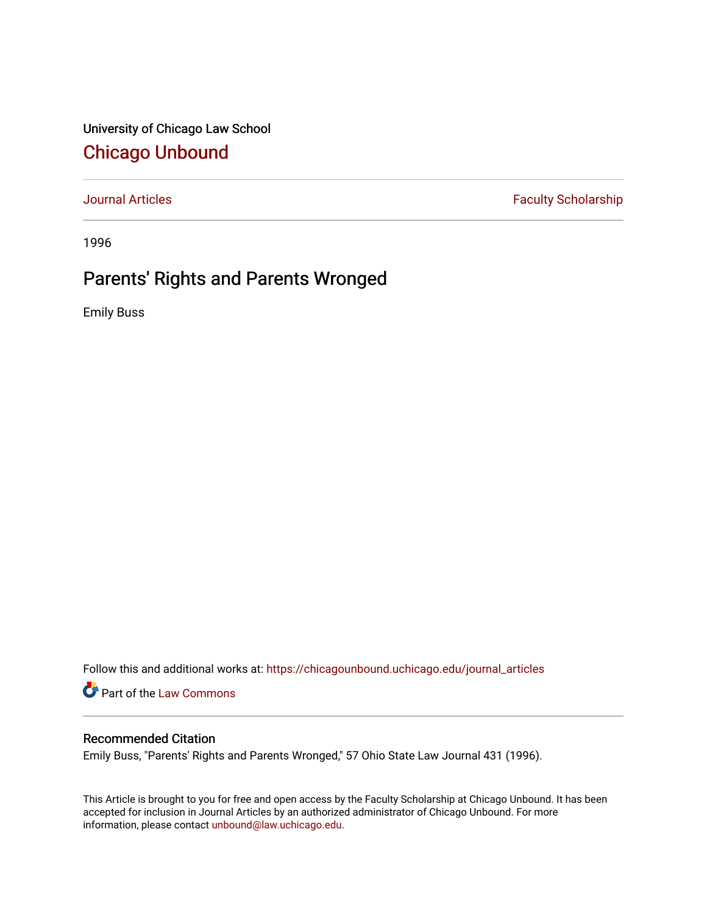University of Chicago Law School

## Chicago Unbound

Journal Articles

Faculty Scholarship

1996

# Parents' Rights and Parents Wronged

Emily Buss

Follow this and additional works at: https://chicagounbound.uchicago.edu/journal_articles

Part of the Law Commons

### Recommended Citation

Emily Buss, "Parents' Rights and Parents Wronged," 57 Ohio State Law Journal 431 (1996).

This Article is brought to you for free and open access by the Faculty Scholarship at Chicago Unbound. It has been accepted for inclusion in Journal Articles by an authorized administrator of Chicago Unbound. For more information, please contact unbound@law.uchicago.edu.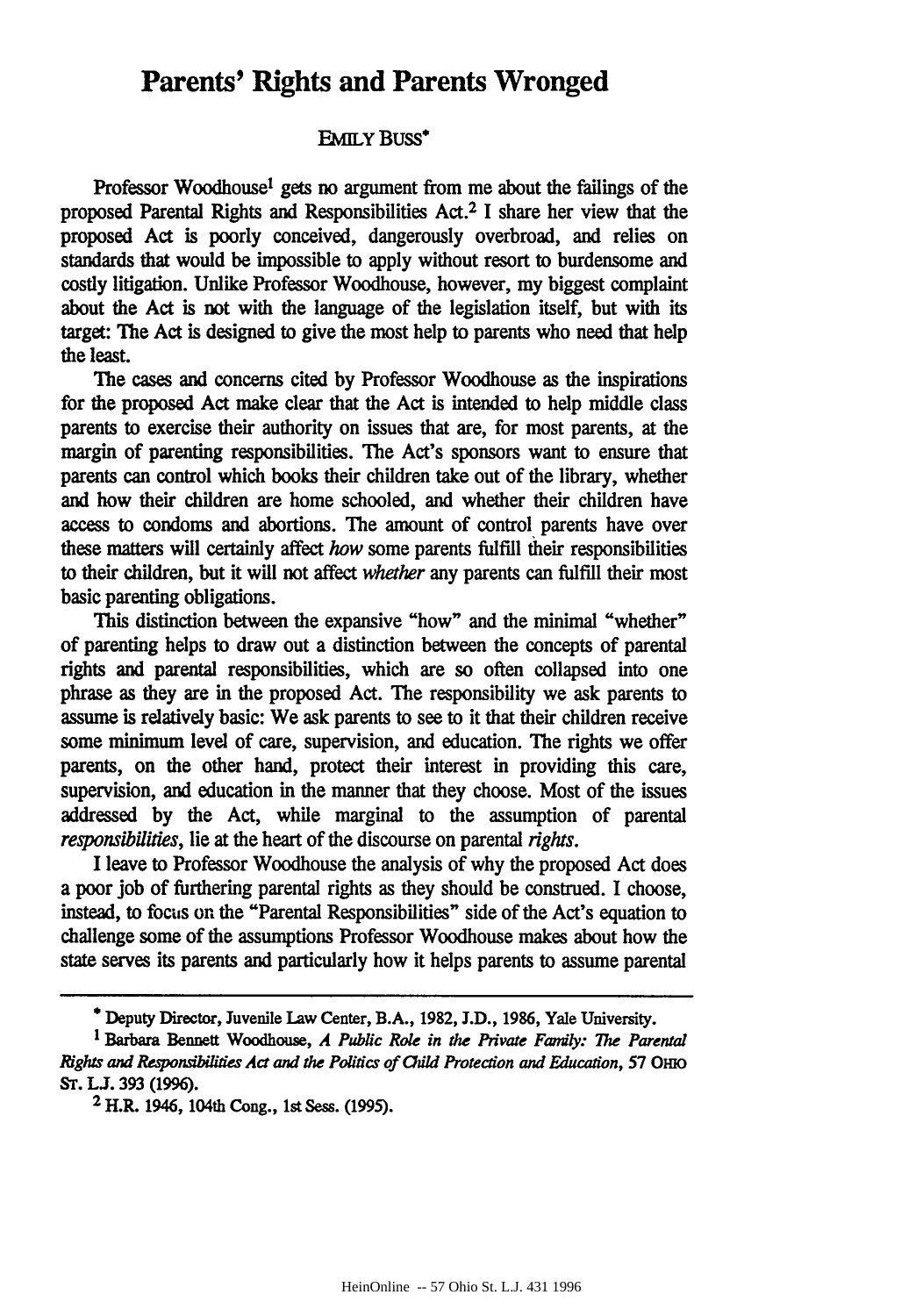# Parents' Rights and Parents Wronged

EMILY BUSS*

Professor Woodhouse[1] gets no argument from me about the failings of the proposed Parental Rights and Responsibilities Act.[2] I share her view that the proposed Act is poorly conceived, dangerously overbroad, and relies on standards that would be impossible to apply without resort to burdensome and costly litigation. Unlike Professor Woodhouse, however, my biggest complaint about the Act is not with the language of the legislation itself, but with its target: The Act is designed to give the most help to parents who need that help the least.

The cases and concerns cited by Professor Woodhouse as the inspirations for the proposed Act make clear that the Act is intended to help middle class parents to exercise their authority on issues that are, for most parents, at the margin of parenting responsibilities. The Act's sponsors want to ensure that parents can control which books their children take out of the library, whether and how their children are home schooled, and whether their children have access to condoms and abortions. The amount of control parents have over these matters will certainly affect *how* some parents fulfill their responsibilities to their children, but it will not affect *whether* any parents can fulfill their most basic parenting obligations.

This distinction between the expansive "how" and the minimal "whether" of parenting helps to draw out a distinction between the concepts of parental rights and parental responsibilities, which are so often collapsed into one phrase as they are in the proposed Act. The responsibility we ask parents to assume is relatively basic: We ask parents to see to it that their children receive some minimum level of care, supervision, and education. The rights we offer parents, on the other hand, protect their interest in providing this care, supervision, and education in the manner that they choose. Most of the issues addressed by the Act, while marginal to the assumption of parental *responsibilities*, lie at the heart of the discourse on parental *rights*.

I leave to Professor Woodhouse the analysis of why the proposed Act does a poor job of furthering parental rights as they should be construed. I choose, instead, to focus on the "Parental Responsibilities" side of the Act's equation to challenge some of the assumptions Professor Woodhouse makes about how the state serves its parents and particularly how it helps parents to assume parental

---

\* Deputy Director, Juvenile Law Center, B.A., 1982, J.D., 1986, Yale University.

[1] Barbara Bennett Woodhouse, *A Public Role in the Private Family: The Parental Rights and Responsibilities Act and the Politics of Child Protection and Education*, 57 OHIO ST. L.J. 393 (1996).

[2] H.R. 1946, 104th Cong., 1st Sess. (1995).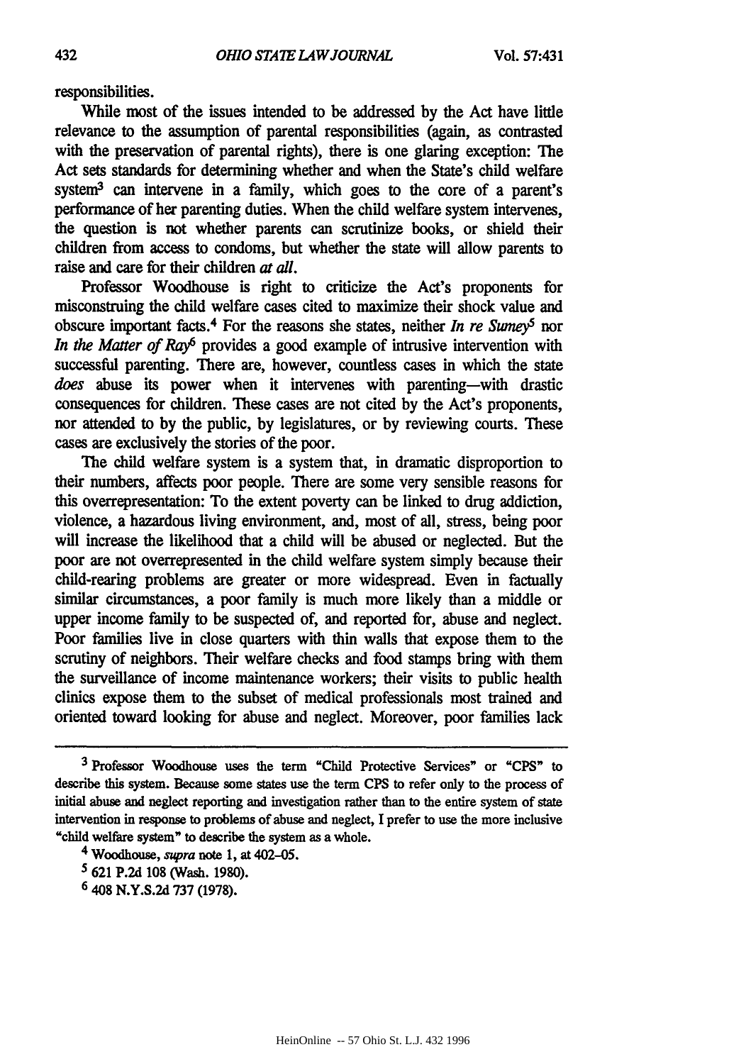responsibilities.

While most of the issues intended to be addressed by the Act have little relevance to the assumption of parental responsibilities (again, as contrasted with the preservation of parental rights), there is one glaring exception: The Act sets standards for determining whether and when the State's child welfare system[3] can intervene in a family, which goes to the core of a parent's performance of her parenting duties. When the child welfare system intervenes, the question is not whether parents can scrutinize books, or shield their children from access to condoms, but whether the state will allow parents to raise and care for their children *at all*.

Professor Woodhouse is right to criticize the Act's proponents for misconstruing the child welfare cases cited to maximize their shock value and obscure important facts.[4] For the reasons she states, neither *In re Sumey*[5] nor *In the Matter of Ray*[6] provides a good example of intrusive intervention with successful parenting. There are, however, countless cases in which the state *does* abuse its power when it intervenes with parenting—with drastic consequences for children. These cases are not cited by the Act's proponents, nor attended to by the public, by legislatures, or by reviewing courts. These cases are exclusively the stories of the poor.

The child welfare system is a system that, in dramatic disproportion to their numbers, affects poor people. There are some very sensible reasons for this overrepresentation: To the extent poverty can be linked to drug addiction, violence, a hazardous living environment, and, most of all, stress, being poor will increase the likelihood that a child will be abused or neglected. But the poor are not overrepresented in the child welfare system simply because their child-rearing problems are greater or more widespread. Even in factually similar circumstances, a poor family is much more likely than a middle or upper income family to be suspected of, and reported for, abuse and neglect. Poor families live in close quarters with thin walls that expose them to the scrutiny of neighbors. Their welfare checks and food stamps bring with them the surveillance of income maintenance workers; their visits to public health clinics expose them to the subset of medical professionals most trained and oriented toward looking for abuse and neglect. Moreover, poor families lack

---

[3] Professor Woodhouse uses the term "Child Protective Services" or "CPS" to describe this system. Because some states use the term CPS to refer only to the process of initial abuse and neglect reporting and investigation rather than to the entire system of state intervention in response to problems of abuse and neglect, I prefer to use the more inclusive "child welfare system" to describe the system as a whole.

[4] Woodhouse, *supra* note 1, at 402–05.

[5] 621 P.2d 108 (Wash. 1980).

[6] 408 N.Y.S.2d 737 (1978).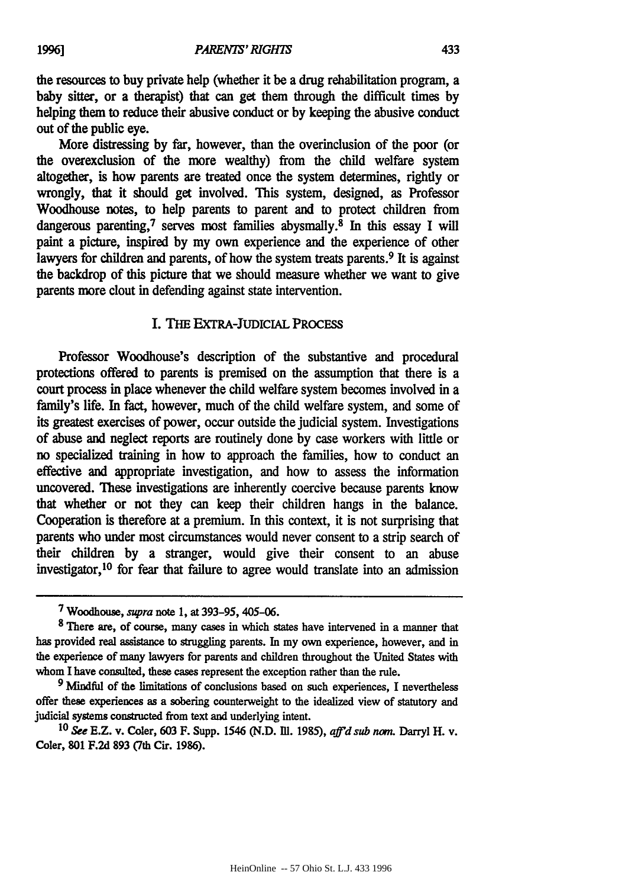the resources to buy private help (whether it be a drug rehabilitation program, a baby sitter, or a therapist) that can get them through the difficult times by helping them to reduce their abusive conduct or by keeping the abusive conduct out of the public eye.

More distressing by far, however, than the overinclusion of the poor (or the overexclusion of the more wealthy) from the child welfare system altogether, is how parents are treated once the system determines, rightly or wrongly, that it should get involved. This system, designed, as Professor Woodhouse notes, to help parents to parent and to protect children from dangerous parenting,[7] serves most families abysmally.[8] In this essay I will paint a picture, inspired by my own experience and the experience of other lawyers for children and parents, of how the system treats parents.[9] It is against the backdrop of this picture that we should measure whether we want to give parents more clout in defending against state intervention.

## I. THE EXTRA-JUDICIAL PROCESS

Professor Woodhouse's description of the substantive and procedural protections offered to parents is premised on the assumption that there is a court process in place whenever the child welfare system becomes involved in a family's life. In fact, however, much of the child welfare system, and some of its greatest exercises of power, occur outside the judicial system. Investigations of abuse and neglect reports are routinely done by case workers with little or no specialized training in how to approach the families, how to conduct an effective and appropriate investigation, and how to assess the information uncovered. These investigations are inherently coercive because parents know that whether or not they can keep their children hangs in the balance. Cooperation is therefore at a premium. In this context, it is not surprising that parents who under most circumstances would never consent to a strip search of their children by a stranger, would give their consent to an abuse investigator,[10] for fear that failure to agree would translate into an admission

---

[7] Woodhouse, *supra* note 1, at 393–95, 405–06.

[8] There are, of course, many cases in which states have intervened in a manner that has provided real assistance to struggling parents. In my own experience, however, and in the experience of many lawyers for parents and children throughout the United States with whom I have consulted, these cases represent the exception rather than the rule.

[9] Mindful of the limitations of conclusions based on such experiences, I nevertheless offer these experiences as a sobering counterweight to the idealized view of statutory and judicial systems constructed from text and underlying intent.

[10] *See* E.Z. v. Coler, 603 F. Supp. 1546 (N.D. Ill. 1985), *aff'd sub nom.* Darryl H. v. Coler, 801 F.2d 893 (7th Cir. 1986).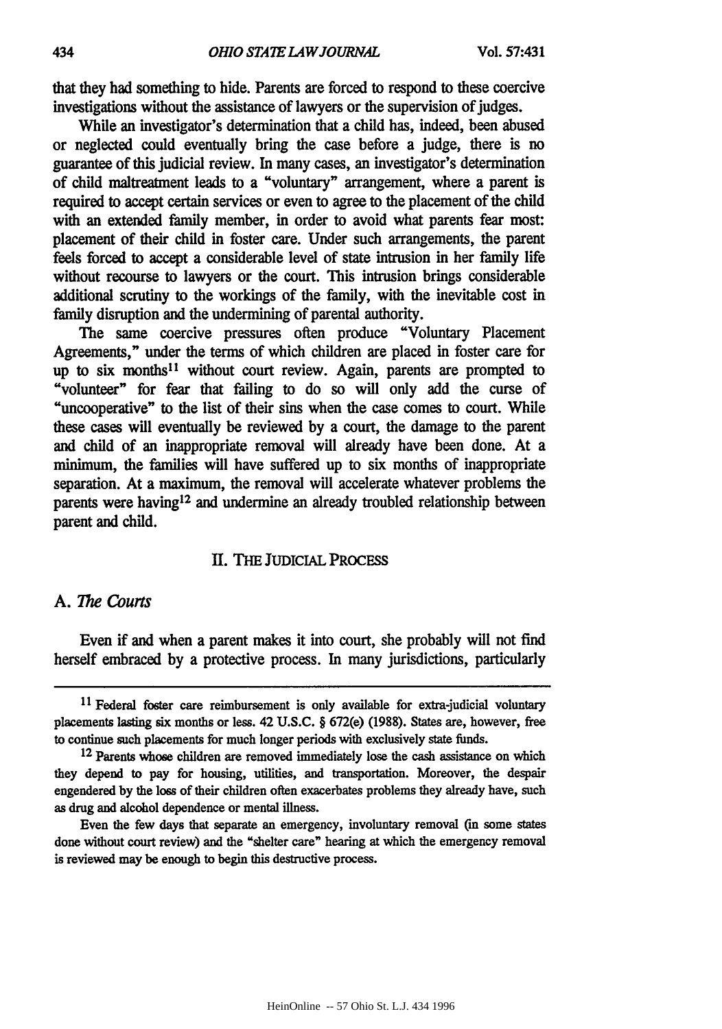that they had something to hide. Parents are forced to respond to these coercive investigations without the assistance of lawyers or the supervision of judges.

While an investigator's determination that a child has, indeed, been abused or neglected could eventually bring the case before a judge, there is no guarantee of this judicial review. In many cases, an investigator's determination of child maltreatment leads to a "voluntary" arrangement, where a parent is required to accept certain services or even to agree to the placement of the child with an extended family member, in order to avoid what parents fear most: placement of their child in foster care. Under such arrangements, the parent feels forced to accept a considerable level of state intrusion in her family life without recourse to lawyers or the court. This intrusion brings considerable additional scrutiny to the workings of the family, with the inevitable cost in family disruption and the undermining of parental authority.

The same coercive pressures often produce "Voluntary Placement Agreements," under the terms of which children are placed in foster care for up to six months[11] without court review. Again, parents are prompted to "volunteer" for fear that failing to do so will only add the curse of "uncooperative" to the list of their sins when the case comes to court. While these cases will eventually be reviewed by a court, the damage to the parent and child of an inappropriate removal will already have been done. At a minimum, the families will have suffered up to six months of inappropriate separation. At a maximum, the removal will accelerate whatever problems the parents were having[12] and undermine an already troubled relationship between parent and child.

## II. THE JUDICIAL PROCESS

### A. *The Courts*

Even if and when a parent makes it into court, she probably will not find herself embraced by a protective process. In many jurisdictions, particularly

---

[11] Federal foster care reimbursement is only available for extra-judicial voluntary placements lasting six months or less. 42 U.S.C. § 672(e) (1988). States are, however, free to continue such placements for much longer periods with exclusively state funds.

[12] Parents whose children are removed immediately lose the cash assistance on which they depend to pay for housing, utilities, and transportation. Moreover, the despair engendered by the loss of their children often exacerbates problems they already have, such as drug and alcohol dependence or mental illness.

Even the few days that separate an emergency, involuntary removal (in some states done without court review) and the "shelter care" hearing at which the emergency removal is reviewed may be enough to begin this destructive process.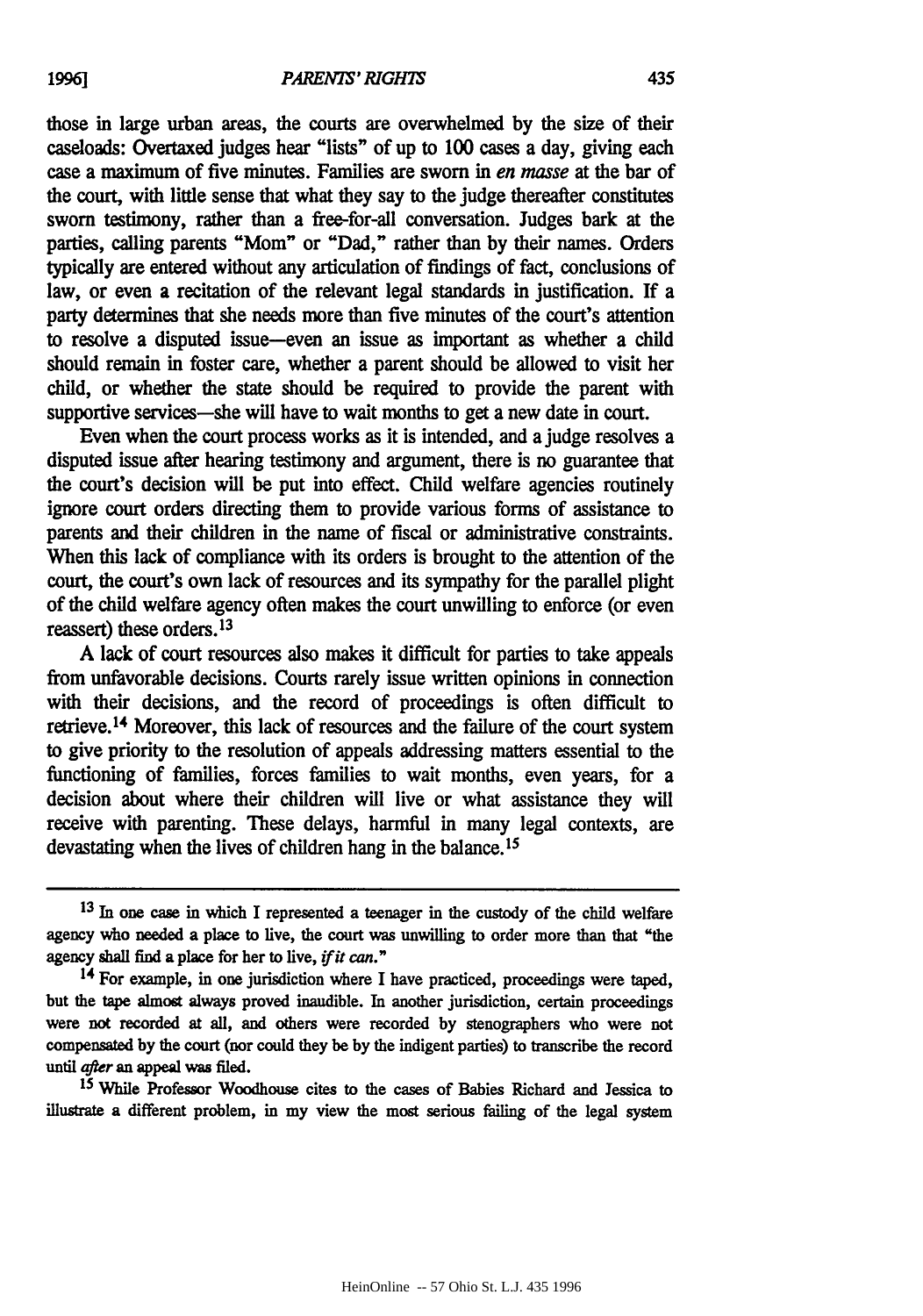those in large urban areas, the courts are overwhelmed by the size of their caseloads: Overtaxed judges hear "lists" of up to 100 cases a day, giving each case a maximum of five minutes. Families are sworn in *en masse* at the bar of the court, with little sense that what they say to the judge thereafter constitutes sworn testimony, rather than a free-for-all conversation. Judges bark at the parties, calling parents "Mom" or "Dad," rather than by their names. Orders typically are entered without any articulation of findings of fact, conclusions of law, or even a recitation of the relevant legal standards in justification. If a party determines that she needs more than five minutes of the court's attention to resolve a disputed issue—even an issue as important as whether a child should remain in foster care, whether a parent should be allowed to visit her child, or whether the state should be required to provide the parent with supportive services—she will have to wait months to get a new date in court.

Even when the court process works as it is intended, and a judge resolves a disputed issue after hearing testimony and argument, there is no guarantee that the court's decision will be put into effect. Child welfare agencies routinely ignore court orders directing them to provide various forms of assistance to parents and their children in the name of fiscal or administrative constraints. When this lack of compliance with its orders is brought to the attention of the court, the court's own lack of resources and its sympathy for the parallel plight of the child welfare agency often makes the court unwilling to enforce (or even reassert) these orders.[13]

A lack of court resources also makes it difficult for parties to take appeals from unfavorable decisions. Courts rarely issue written opinions in connection with their decisions, and the record of proceedings is often difficult to retrieve.[14] Moreover, this lack of resources and the failure of the court system to give priority to the resolution of appeals addressing matters essential to the functioning of families, forces families to wait months, even years, for a decision about where their children will live or what assistance they will receive with parenting. These delays, harmful in many legal contexts, are devastating when the lives of children hang in the balance.[15]

---

[13] In one case in which I represented a teenager in the custody of the child welfare agency who needed a place to live, the court was unwilling to order more than that "the agency shall find a place for her to live, *if it can*."

[14] For example, in one jurisdiction where I have practiced, proceedings were taped, but the tape almost always proved inaudible. In another jurisdiction, certain proceedings were not recorded at all, and others were recorded by stenographers who were not compensated by the court (nor could they be by the indigent parties) to transcribe the record until *after* an appeal was filed.

[15] While Professor Woodhouse cites to the cases of Babies Richard and Jessica to illustrate a different problem, in my view the most serious failing of the legal system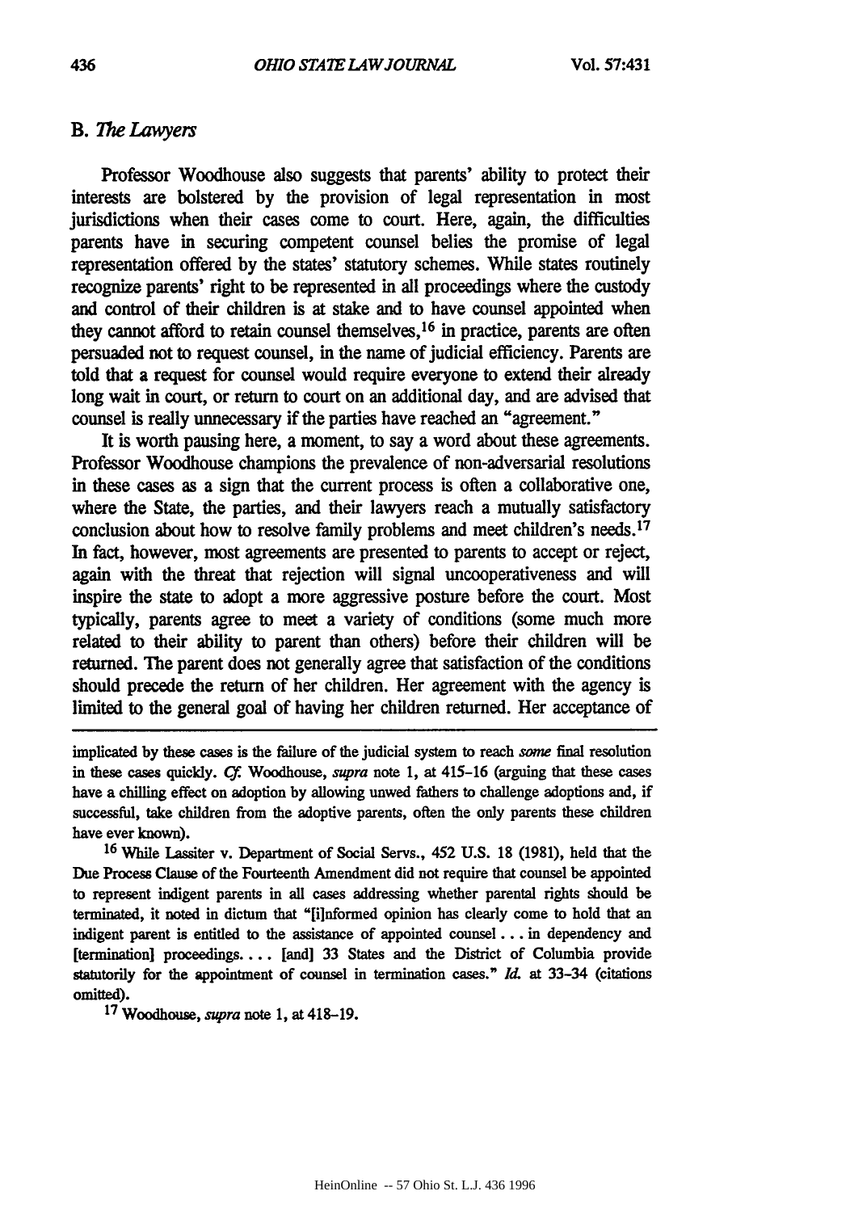## B. *The Lawyers*

Professor Woodhouse also suggests that parents' ability to protect their interests are bolstered by the provision of legal representation in most jurisdictions when their cases come to court. Here, again, the difficulties parents have in securing competent counsel belies the promise of legal representation offered by the states' statutory schemes. While states routinely recognize parents' right to be represented in all proceedings where the custody and control of their children is at stake and to have counsel appointed when they cannot afford to retain counsel themselves,[16] in practice, parents are often persuaded not to request counsel, in the name of judicial efficiency. Parents are told that a request for counsel would require everyone to extend their already long wait in court, or return to court on an additional day, and are advised that counsel is really unnecessary if the parties have reached an "agreement."

It is worth pausing here, a moment, to say a word about these agreements. Professor Woodhouse champions the prevalence of non-adversarial resolutions in these cases as a sign that the current process is often a collaborative one, where the State, the parties, and their lawyers reach a mutually satisfactory conclusion about how to resolve family problems and meet children's needs.[17] In fact, however, most agreements are presented to parents to accept or reject, again with the threat that rejection will signal uncooperativeness and will inspire the state to adopt a more aggressive posture before the court. Most typically, parents agree to meet a variety of conditions (some much more related to their ability to parent than others) before their children will be returned. The parent does not generally agree that satisfaction of the conditions should precede the return of her children. Her agreement with the agency is limited to the general goal of having her children returned. Her acceptance of

---

implicated by these cases is the failure of the judicial system to reach *some* final resolution in these cases quickly. *Cf.* Woodhouse, *supra* note 1, at 415–16 (arguing that these cases have a chilling effect on adoption by allowing unwed fathers to challenge adoptions and, if successful, take children from the adoptive parents, often the only parents these children have ever known).

[16] While Lassiter v. Department of Social Servs., 452 U.S. 18 (1981), held that the Due Process Clause of the Fourteenth Amendment did not require that counsel be appointed to represent indigent parents in all cases addressing whether parental rights should be terminated, it noted in dictum that "[i]nformed opinion has clearly come to hold that an indigent parent is entitled to the assistance of appointed counsel . . . in dependency and [termination] proceedings. . . . [and] 33 States and the District of Columbia provide statutorily for the appointment of counsel in termination cases." *Id.* at 33–34 (citations omitted).

[17] Woodhouse, *supra* note 1, at 418–19.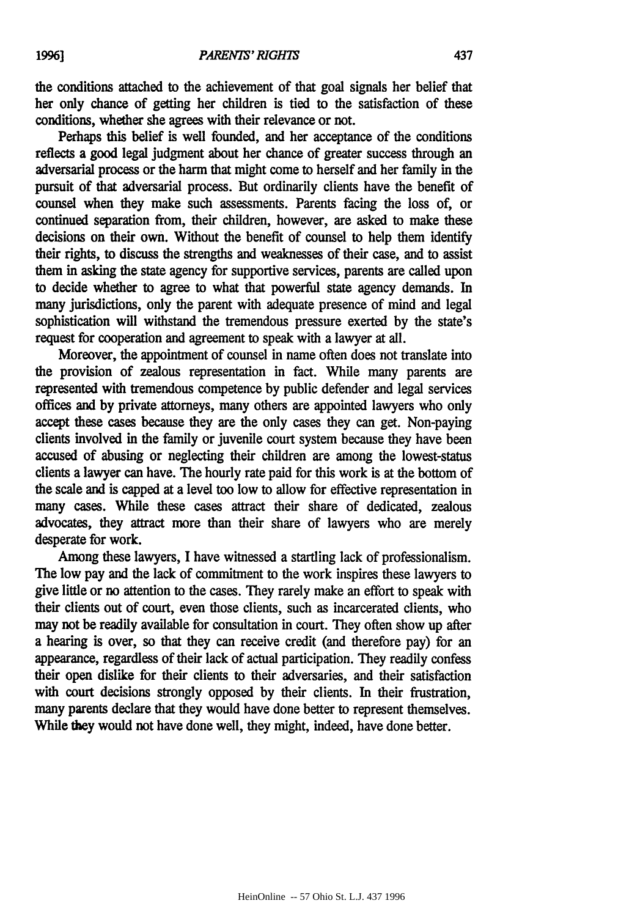the conditions attached to the achievement of that goal signals her belief that her only chance of getting her children is tied to the satisfaction of these conditions, whether she agrees with their relevance or not.

Perhaps this belief is well founded, and her acceptance of the conditions reflects a good legal judgment about her chance of greater success through an adversarial process or the harm that might come to herself and her family in the pursuit of that adversarial process. But ordinarily clients have the benefit of counsel when they make such assessments. Parents facing the loss of, or continued separation from, their children, however, are asked to make these decisions on their own. Without the benefit of counsel to help them identify their rights, to discuss the strengths and weaknesses of their case, and to assist them in asking the state agency for supportive services, parents are called upon to decide whether to agree to what that powerful state agency demands. In many jurisdictions, only the parent with adequate presence of mind and legal sophistication will withstand the tremendous pressure exerted by the state's request for cooperation and agreement to speak with a lawyer at all.

Moreover, the appointment of counsel in name often does not translate into the provision of zealous representation in fact. While many parents are represented with tremendous competence by public defender and legal services offices and by private attorneys, many others are appointed lawyers who only accept these cases because they are the only cases they can get. Non-paying clients involved in the family or juvenile court system because they have been accused of abusing or neglecting their children are among the lowest-status clients a lawyer can have. The hourly rate paid for this work is at the bottom of the scale and is capped at a level too low to allow for effective representation in many cases. While these cases attract their share of dedicated, zealous advocates, they attract more than their share of lawyers who are merely desperate for work.

Among these lawyers, I have witnessed a startling lack of professionalism. The low pay and the lack of commitment to the work inspires these lawyers to give little or no attention to the cases. They rarely make an effort to speak with their clients out of court, even those clients, such as incarcerated clients, who may not be readily available for consultation in court. They often show up after a hearing is over, so that they can receive credit (and therefore pay) for an appearance, regardless of their lack of actual participation. They readily confess their open dislike for their clients to their adversaries, and their satisfaction with court decisions strongly opposed by their clients. In their frustration, many parents declare that they would have done better to represent themselves. While they would not have done well, they might, indeed, have done better.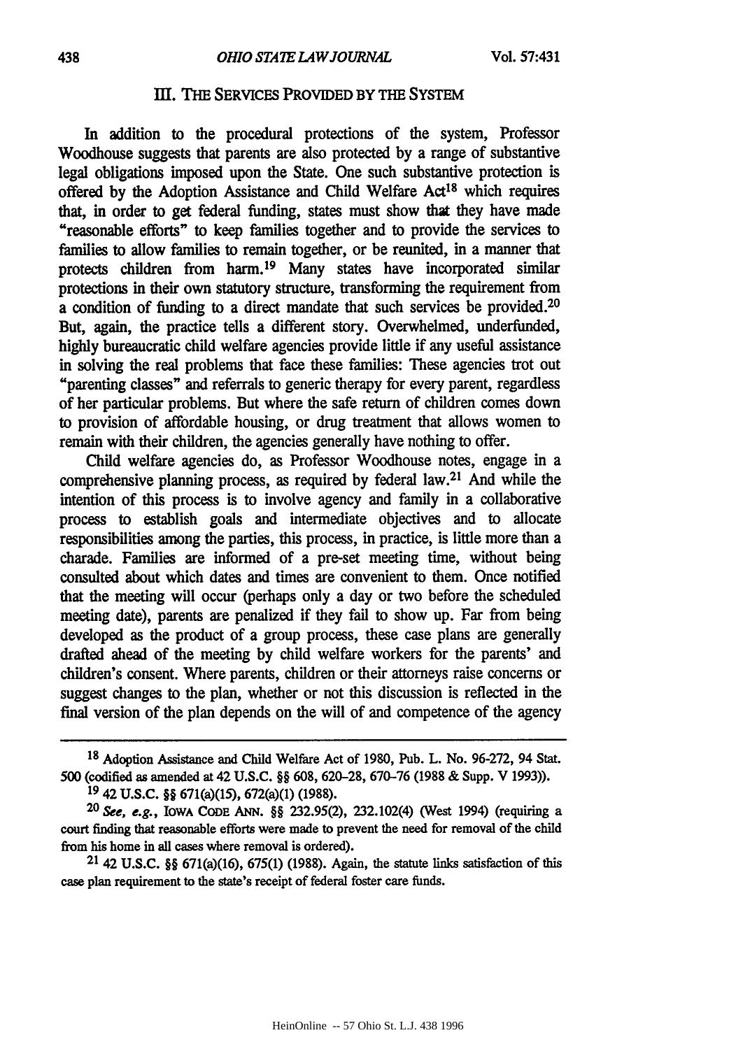## III. THE SERVICES PROVIDED BY THE SYSTEM

In addition to the procedural protections of the system, Professor Woodhouse suggests that parents are also protected by a range of substantive legal obligations imposed upon the State. One such substantive protection is offered by the Adoption Assistance and Child Welfare Act[18] which requires that, in order to get federal funding, states must show that they have made "reasonable efforts" to keep families together and to provide the services to families to allow families to remain together, or be reunited, in a manner that protects children from harm.[19] Many states have incorporated similar protections in their own statutory structure, transforming the requirement from a condition of funding to a direct mandate that such services be provided.[20] But, again, the practice tells a different story. Overwhelmed, underfunded, highly bureaucratic child welfare agencies provide little if any useful assistance in solving the real problems that face these families: These agencies trot out "parenting classes" and referrals to generic therapy for every parent, regardless of her particular problems. But where the safe return of children comes down to provision of affordable housing, or drug treatment that allows women to remain with their children, the agencies generally have nothing to offer.

Child welfare agencies do, as Professor Woodhouse notes, engage in a comprehensive planning process, as required by federal law.[21] And while the intention of this process is to involve agency and family in a collaborative process to establish goals and intermediate objectives and to allocate responsibilities among the parties, this process, in practice, is little more than a charade. Families are informed of a pre-set meeting time, without being consulted about which dates and times are convenient to them. Once notified that the meeting will occur (perhaps only a day or two before the scheduled meeting date), parents are penalized if they fail to show up. Far from being developed as the product of a group process, these case plans are generally drafted ahead of the meeting by child welfare workers for the parents' and children's consent. Where parents, children or their attorneys raise concerns or suggest changes to the plan, whether or not this discussion is reflected in the final version of the plan depends on the will of and competence of the agency

---

[18] Adoption Assistance and Child Welfare Act of 1980, Pub. L. No. 96-272, 94 Stat. 500 (codified as amended at 42 U.S.C. §§ 608, 620–28, 670–76 (1988 & Supp. V 1993)).

[19] 42 U.S.C. §§ 671(a)(15), 672(a)(1) (1988).

[20] *See, e.g.*, IOWA CODE ANN. §§ 232.95(2), 232.102(4) (West 1994) (requiring a court finding that reasonable efforts were made to prevent the need for removal of the child from his home in all cases where removal is ordered).

[21] 42 U.S.C. §§ 671(a)(16), 675(1) (1988). Again, the statute links satisfaction of this case plan requirement to the state's receipt of federal foster care funds.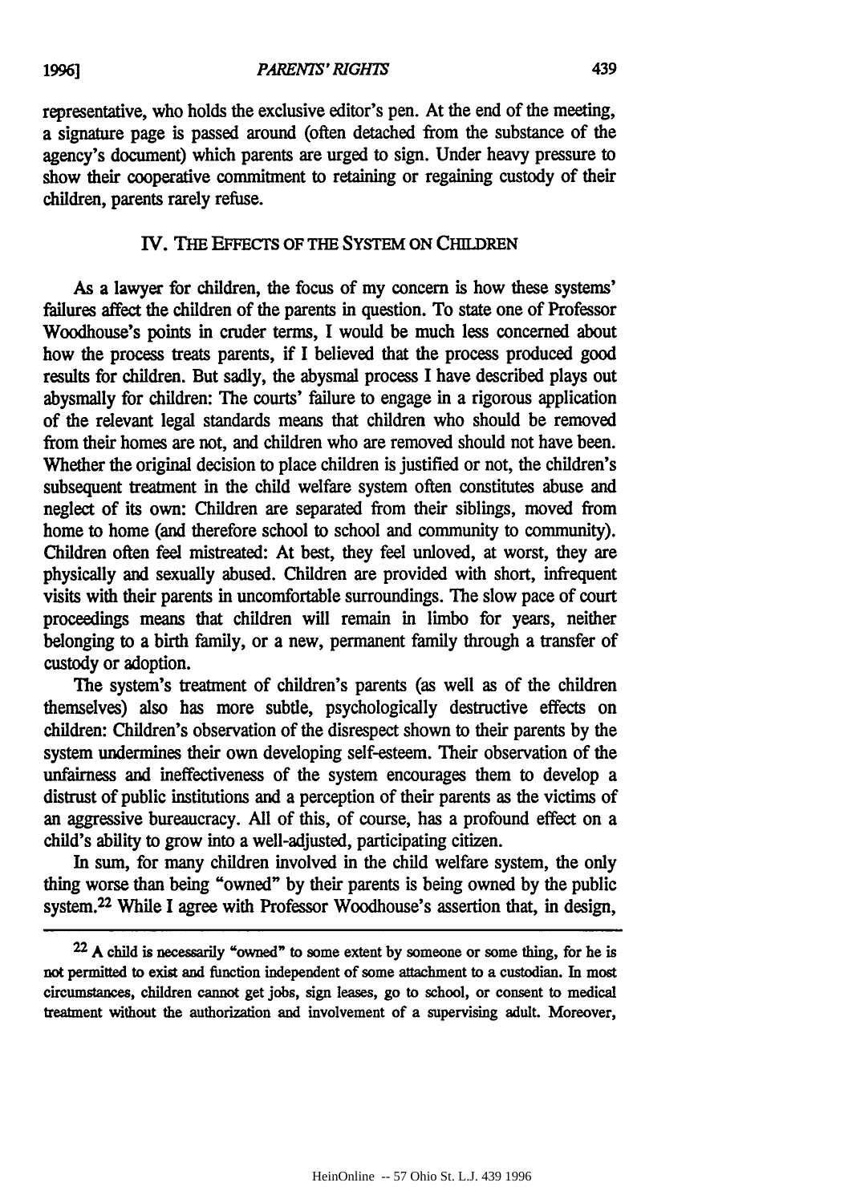representative, who holds the exclusive editor's pen. At the end of the meeting, a signature page is passed around (often detached from the substance of the agency's document) which parents are urged to sign. Under heavy pressure to show their cooperative commitment to retaining or regaining custody of their children, parents rarely refuse.

## IV. THE EFFECTS OF THE SYSTEM ON CHILDREN

As a lawyer for children, the focus of my concern is how these systems' failures affect the children of the parents in question. To state one of Professor Woodhouse's points in cruder terms, I would be much less concerned about how the process treats parents, if I believed that the process produced good results for children. But sadly, the abysmal process I have described plays out abysmally for children: The courts' failure to engage in a rigorous application of the relevant legal standards means that children who should be removed from their homes are not, and children who are removed should not have been. Whether the original decision to place children is justified or not, the children's subsequent treatment in the child welfare system often constitutes abuse and neglect of its own: Children are separated from their siblings, moved from home to home (and therefore school to school and community to community). Children often feel mistreated: At best, they feel unloved, at worst, they are physically and sexually abused. Children are provided with short, infrequent visits with their parents in uncomfortable surroundings. The slow pace of court proceedings means that children will remain in limbo for years, neither belonging to a birth family, or a new, permanent family through a transfer of custody or adoption.

The system's treatment of children's parents (as well as of the children themselves) also has more subtle, psychologically destructive effects on children: Children's observation of the disrespect shown to their parents by the system undermines their own developing self-esteem. Their observation of the unfairness and ineffectiveness of the system encourages them to develop a distrust of public institutions and a perception of their parents as the victims of an aggressive bureaucracy. All of this, of course, has a profound effect on a child's ability to grow into a well-adjusted, participating citizen.

In sum, for many children involved in the child welfare system, the only thing worse than being "owned" by their parents is being owned by the public system.[22] While I agree with Professor Woodhouse's assertion that, in design,

---

[22] A child is necessarily "owned" to some extent by someone or some thing, for he is not permitted to exist and function independent of some attachment to a custodian. In most circumstances, children cannot get jobs, sign leases, go to school, or consent to medical treatment without the authorization and involvement of a supervising adult. Moreover,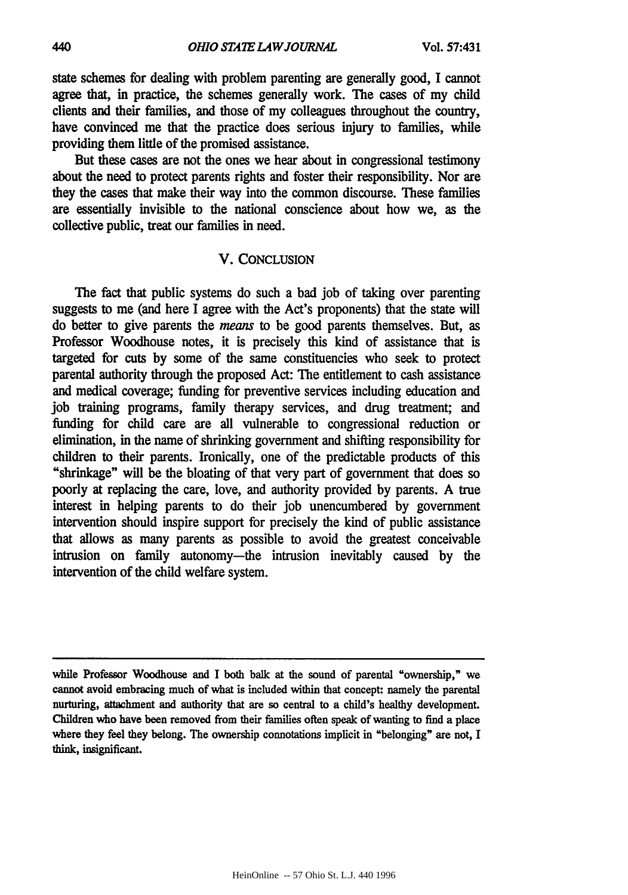state schemes for dealing with problem parenting are generally good, I cannot agree that, in practice, the schemes generally work. The cases of my child clients and their families, and those of my colleagues throughout the country, have convinced me that the practice does serious injury to families, while providing them little of the promised assistance.

But these cases are not the ones we hear about in congressional testimony about the need to protect parents rights and foster their responsibility. Nor are they the cases that make their way into the common discourse. These families are essentially invisible to the national conscience about how we, as the collective public, treat our families in need.

## V. CONCLUSION

The fact that public systems do such a bad job of taking over parenting suggests to me (and here I agree with the Act's proponents) that the state will do better to give parents the *means* to be good parents themselves. But, as Professor Woodhouse notes, it is precisely this kind of assistance that is targeted for cuts by some of the same constituencies who seek to protect parental authority through the proposed Act: The entitlement to cash assistance and medical coverage; funding for preventive services including education and job training programs, family therapy services, and drug treatment; and funding for child care are all vulnerable to congressional reduction or elimination, in the name of shrinking government and shifting responsibility for children to their parents. Ironically, one of the predictable products of this "shrinkage" will be the bloating of that very part of government that does so poorly at replacing the care, love, and authority provided by parents. A true interest in helping parents to do their job unencumbered by government intervention should inspire support for precisely the kind of public assistance that allows as many parents as possible to avoid the greatest conceivable intrusion on family autonomy—the intrusion inevitably caused by the intervention of the child welfare system.

---

while Professor Woodhouse and I both balk at the sound of parental "ownership," we cannot avoid embracing much of what is included within that concept: namely the parental nurturing, attachment and authority that are so central to a child's healthy development. Children who have been removed from their families often speak of wanting to find a place where they feel they belong. The ownership connotations implicit in "belonging" are not, I think, insignificant.